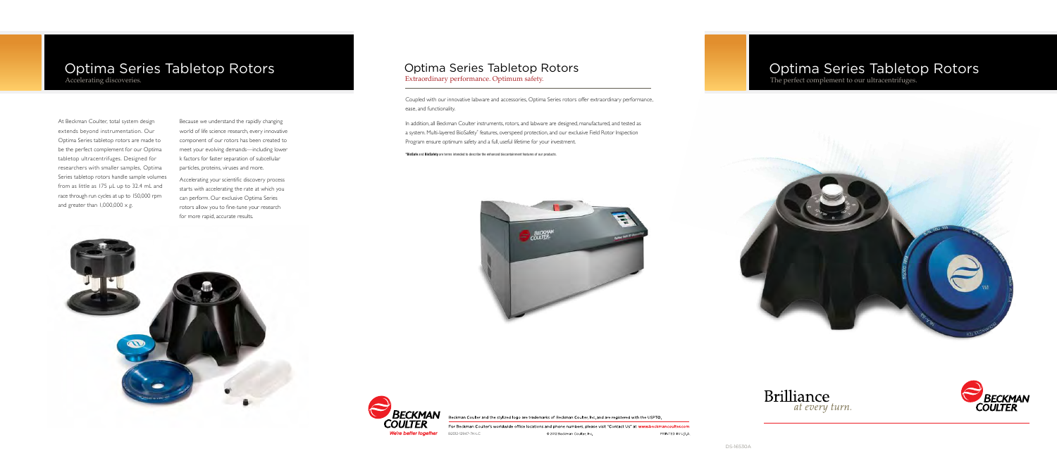# Optima Series Tabletop Rotors

Accelerating discoveries.

At Beckman Coulter, total system design extends beyond instrumentation. Our Optima Series tabletop rotors are made to be the perfect complement for our Optima tabletop ultracentrifuges. Designed for researchers with smaller samples, Optima Series tabletop rotors handle sample volumes from as little as 175 µL up to 32.4 mL and race through run cycles at up to 150,000 rpm and greater than 1,000,000 x g.

Because we understand the rapidly changing world of life science research, every innovative component of our rotors has been created to meet your evolving demands—including lower k factors for faster separation of subcellular particles, proteins, viruses and more.

Accelerating your scientific discovery process starts with accelerating the rate at which you can perform. Our exclusive Optima Series rotors allow you to fine-tune your research for more rapid, accurate results.

# Optima Series Tabletop Rotors

Extraordinary performance. Optimum safety.

Coupled with our innovative labware and accessories, Optima Series rotors offer extraordinary performance, ease, and functionality.

In addition, all Beckman Coulter instruments, rotors, and labware are designed, manufactured, and tested as a system. Multi-layered BioSafety* features, overspeed protection, and our exclusive Field Rotor Inspection Program ensure optimum safety and a full, useful lifetime for your investment.

*BioSafe and BioSafety are terms intended to describe the enhanced biocontainment features of our products.

Beckman Coulter and the stylized logo are trademarks of Beckman Coulter, Inc. and are registered with the USPTO.

For Beckman Coulter's worldwide office locations and phone numbers, please visit "Contact Us" at www.beckmancoulter.com

B2012-12847-7K-LC © 2012 Beckman Coulter, Inc. PRINTED IN U.S.A.

We're better together

# Optima Series Tabletop Rotors

The perfect complement to our ultracentrifuges.

Brilliance *at every turn.*

DS-16530A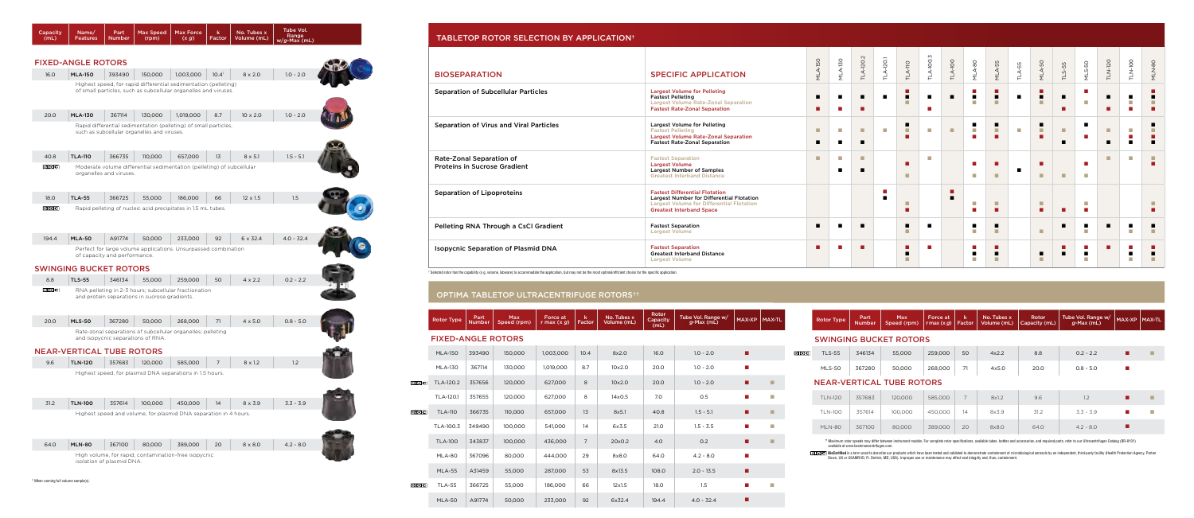| Capacity (mL) | Name/ Features | Part Number | Max Speed (rpm) | Max Force (x g) | k Factor | No. Tubes x Volume (mL) | Tube Vol. Range w/g-Max (mL) |
|---|---|---|---|---|---|---|---|
| **FIXED-ANGLE ROTORS** | | | | | | | |
| 16.0 | **MLA-150** | 393490 | 150,000 | 1,003,000 | 10.4[†] | 8 x 2.0 | 1.0 - 2.0 |
| | Highest speed, for rapid differential sedimentation (pelleting) of small particles, such as subcellular organelles and viruses. | | | | | | |
| 20.0 | **MLA-130** | 367114 | 130,000 | 1,019,000 | 8.7 | 10 x 2.0 | 1.0 - 2.0 |
| | Rapid differential sedimentation (pelleting) of small particles, such as subcellular organelles and viruses. | | | | | | |
| 40.8 | **TLA-110** (BioCert) | 366735 | 110,000 | 657,000 | 13 | 8 x 5.1 | 1.5 - 5.1 |
| | Moderate volume differential sedimentation (pelleting) of subcellular organelles and viruses. | | | | | | |
| 18.0 | **TLA-55** (BioCert) | 366725 | 55,000 | 186,000 | 66 | 12 x 1.5 | 1.5 |
| | Rapid pelleting of nucleic acid precipitates in 1.5 mL tubes. | | | | | | |
| 194.4 | **MLA-50** | A91774 | 50,000 | 233,000 | 92 | 6 x 32.4 | 4.0 - 32.4 |
| | Perfect for large volume applications. Unsurpassed combination of capacity and performance. | | | | | | |
| **SWINGING BUCKET ROTORS** | | | | | | | |
| 8.8 | **TLS-55** (BioCert) | 346134 | 55,000 | 259,000 | 50 | 4 x 2.2 | 0.2 - 2.2 |
| | RNA pelleting in 2-3 hours; subcellular fractionation and protein separations in sucrose gradients. | | | | | | |
| 20.0 | **MLS-50** | 367280 | 50,000 | 268,000 | 71 | 4 x 5.0 | 0.8 - 5.0 |
| | Rate-zonal separations of subcellular organelles; pelleting and isopycnic separations of RNA. | | | | | | |
| **NEAR-VERTICAL TUBE ROTORS** | | | | | | | |
| 9.6 | **TLN-120** | 357683 | 120,000 | 585,000 | 7 | 8 x 1.2 | 1.2 |
| | Highest speed, for plasmid DNA separations in 1.5 hours. | | | | | | |
| 31.2 | **TLN-100** | 357614 | 100,000 | 450,000 | 14 | 8 x 3.9 | 3.3 - 3.9 |
| | Highest speed and volume, for plasmid DNA separation in 4 hours. | | | | | | |
| 64.0 | **MLN-80** | 367100 | 80,000 | 389,000 | 20 | 8 x 8.0 | 4.2 - 8.0 |
| | High volume, for rapid, contamination-free isopycnic isolation of plasmid DNA. | | | | | | |

[†] When running full volume sample(s).

## TABLETOP ROTOR SELECTION BY APPLICATION[†]

| BIOSEPARATION | SPECIFIC APPLICATION | MLA-150 | MLA-130 | TLA-120.2 | TLA-120.1 | TLA-110 | TLA-100.3 | TLA-100 | MLA-80 | MLA-55 | TLA-55 | MLA-50 | TLS-55 | MLS-50 | TLN-120 | TLN-100 | MLN-80 |
|---|---|---|---|---|---|---|---|---|---|---|---|---|---|---|---|---|---|
| Separation of Subcellular Particles | Largest Volume for Pelleting; Fastest Pelleting; Largest Volume Rate-Zonal Separation; Fastest Rate-Zonal Separation | ■ ■ | ■ ■ | ■ ■ | ■ | ■ ■ | ■ ■ | ■ | ■ ■ ■ | ■ ■ ■ | ■ | ■ ■ ■ | ■ ■ | ■ ■ | ■ ■ | ■ ■ ■ | ■ ■ ■ |
| Separation of Virus and Viral Particles | Largest Volume for Pelleting; Fastest Pelleting; Largest Volume Rate-Zonal Separation; Fastest Rate-Zonal Separation | ■ ■ | ■ ■ | ■ ■ | ■ | ■ ■ ■ | ■ | ■ | ■ ■ ■ | ■ ■ ■ | ■ | ■ ■ ■ | ■ ■ | ■ ■ | ■ ■ | ■ ■ ■ | ■ ■ ■ ■ |
| Rate-Zonal Separation of Proteins in Sucrose Gradient | Fastest Separation; Largest Volume; Largest Number of Samples; Greatest Interband Distance | ■ | ■ ■ | ■ ■ | | ■ ■ | ■ | | ■ ■ | ■ ■ | ■ | ■ ■ | ■ | ■ ■ | ■ | ■ | ■ ■ |
| Separation of Lipoproteins | Fastest Differential Flotation; Largest Number for Differential Flotation; Largest Volume for Differential Flotation; Greatest Interband Space | | | | ■ ■ | ■ ■ | | ■ ■ | ■ ■ | ■ ■ | | ■ ■ | ■ | ■ ■ | | | ■ ■ |
| Pelleting RNA Through a CsCl Gradient | Fastest Separation; Largest Volume | ■ | ■ | ■ | | ■ ■ | ■ | | ■ ■ | ■ ■ | | ■ | ■ | ■ ■ | ■ | ■ ■ | ■ ■ |
| Isopycnic Separation of Plasmid DNA | Fastest Separation; Greatest Interband Distance; Largest Volume | ■ | ■ | ■ | | ■ ■ ■ | ■ | | ■ ■ ■ | ■ ■ ■ | | ■ ■ | ■ ■ | ■ ■ ■ | ■ | ■ ■ ■ | ■ ■ ■ |

[†] Selected rotor has the capability (e.g. volume, tubeware) to accommodate the application, but may not be the most optimal/efficient choice for the specific application.

## OPTIMA TABLETOP ULTRACENTRIFUGE ROTORS[††]

| Rotor Type | Part Number | Max Speed (rpm) | Force at r max (x g) | k Factor | No. Tubes x Volume (mL) | Rotor Capacity (mL) | Tube Vol. Range w/ g-Max (mL) | MAX-XP | MAX-TL |
|---|---|---|---|---|---|---|---|---|---|
| **FIXED-ANGLE ROTORS** | | | | | | | | | |
| MLA-150 | 393490 | 150,000 | 1,003,000 | 10.4 | 8x2.0 | 16.0 | 1.0 - 2.0 | ■ | |
| MLA-130 | 367114 | 130,000 | 1,019,000 | 8.7 | 10x2.0 | 20.0 | 1.0 - 2.0 | ■ | |
| (BioCert) TLA-120.2 | 357656 | 120,000 | 627,000 | 8 | 10x2.0 | 20.0 | 1.0 - 2.0 | ■ | ■ |
| TLA-120.1 | 357655 | 120,000 | 627,000 | 8 | 14x0.5 | 7.0 | 0.5 | ■ | ■ |
| (BioCert) TLA-110 | 366735 | 110,000 | 657,000 | 13 | 8x5.1 | 40.8 | 1.5 - 5.1 | ■ | ■ |
| TLA-100.3 | 349490 | 100,000 | 541,000 | 14 | 6x3.5 | 21.0 | 1.5 - 3.5 | ■ | ■ |
| TLA-100 | 343837 | 100,000 | 436,000 | 7 | 20x0.2 | 4.0 | 0.2 | ■ | ■ |
| MLA-80 | 367096 | 80,000 | 444,000 | 29 | 8x8.0 | 64.0 | 4.2 - 8.0 | ■ | |
| MLA-55 | A31459 | 55,000 | 287,000 | 53 | 8x13.5 | 108.0 | 2.0 - 13.5 | ■ | |
| (BioCert) TLA-55 | 366725 | 55,000 | 186,000 | 66 | 12x1.5 | 18.0 | 1.5 | ■ | ■ |
| MLA-50 | A91774 | 50,000 | 233,000 | 92 | 6x32.4 | 194.4 | 4.0 - 32.4 | ■ | |
| **SWINGING BUCKET ROTORS** | | | | | | | | | |
| (BioCert) TLS-55 | 346134 | 55,000 | 259,000 | 50 | 4x2.2 | 8.8 | 0.2 - 2.2 | ■ | ■ |
| MLS-50 | 367280 | 50,000 | 268,000 | 71 | 4x5.0 | 20.0 | 0.8 - 5.0 | ■ | |
| **NEAR-VERTICAL TUBE ROTORS** | | | | | | | | | |
| TLN-120 | 357683 | 120,000 | 585,000 | 7 | 8x1.2 | 9.6 | 1.2 | ■ | ■ |
| TLN-100 | 357614 | 100,000 | 450,000 | 14 | 8x3.9 | 31.2 | 3.3 - 3.9 | ■ | ■ |
| MLN-80 | 367100 | 80,000 | 389,000 | 20 | 8x8.0 | 64.0 | 4.2 - 8.0 | ■ | |

[††] Maximum rotor speeds may differ between instrument models. For complete rotor specifications, available tubes, bottles and accessories, and required parts, refer to our Ultracentrifuges Catalog (BR-8101) available at www.beckmancoulter.com.

BioCertified is a term used to describe our products which have been tested and validated to demonstrate containment of microbiological aerosols by an independent, third-party facility (Health Protection Agency, Porton Down, UK or USAMRIID, Ft. Detrick, MD, USA). Improper use or maintenance may affect seal integrity and, thus, containment.